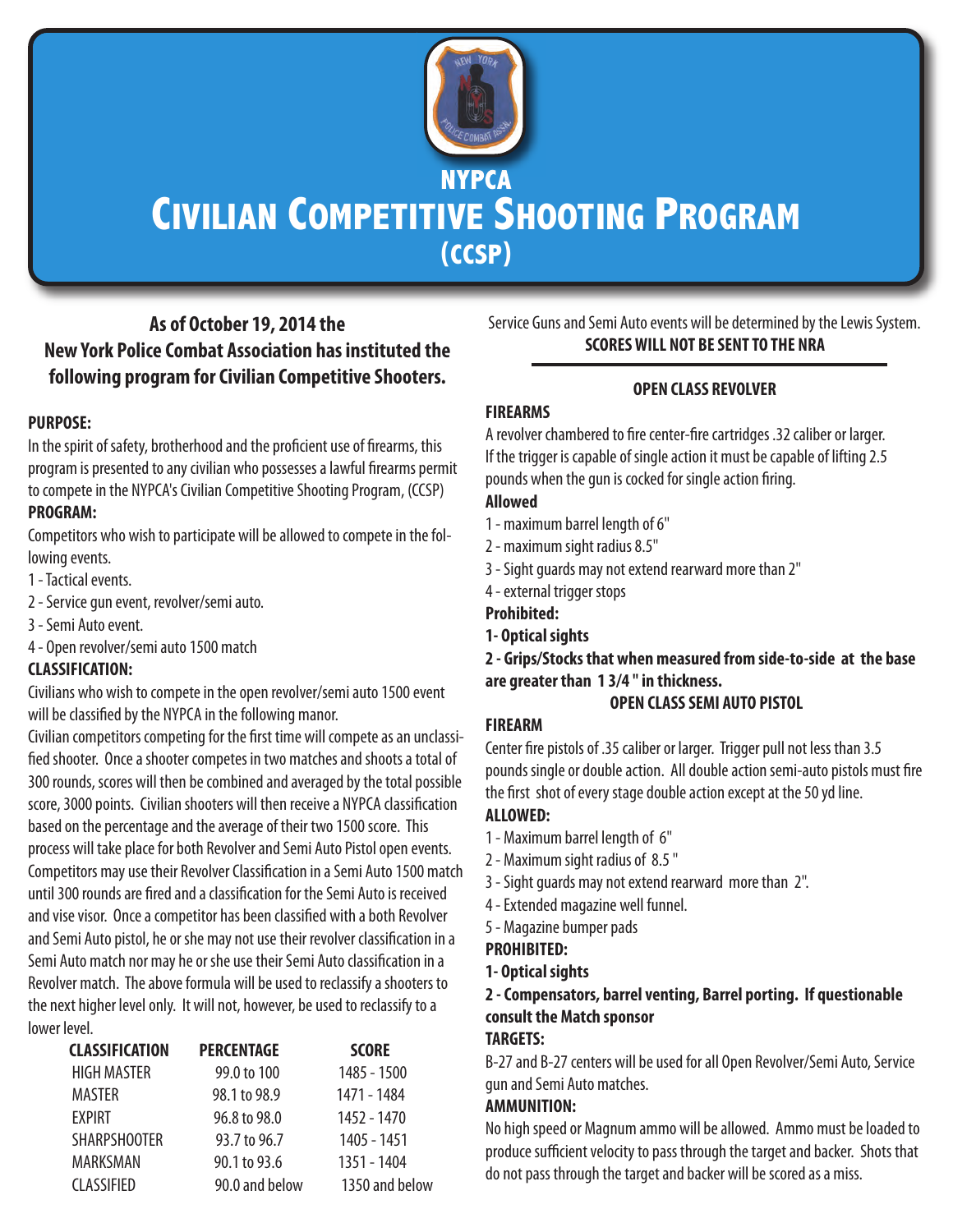# NYPCA
# Civilian Competitive Shooting Program
## (CCSP)

**As of October 19, 2014 the New York Police Combat Association has instituted the following program for Civilian Competitive Shooters.**

**PURPOSE:**

In the spirit of safety, brotherhood and the proficient use of firearms, this program is presented to any civilian who possesses a lawful firearms permit to compete in the NYPCA's Civilian Competitive Shooting Program, (CCSP)

**PROGRAM:**

Competitors who wish to participate will be allowed to compete in the following events.

1 - Tactical events.
2 - Service gun event, revolver/semi auto.
3 - Semi Auto event.
4 - Open revolver/semi auto 1500 match

**CLASSIFICATION:**

Civilians who wish to compete in the open revolver/semi auto 1500 event will be classified by the NYPCA in the following manor.

Civilian competitors competing for the first time will compete as an unclassified shooter. Once a shooter competes in two matches and shoots a total of 300 rounds, scores will then be combined and averaged by the total possible score, 3000 points. Civilian shooters will then receive a NYPCA classification based on the percentage and the average of their two 1500 score. This process will take place for both Revolver and Semi Auto Pistol open events. Competitors may use their Revolver Classification in a Semi Auto 1500 match until 300 rounds are fired and a classification for the Semi Auto is received and vise visor. Once a competitor has been classified with a both Revolver and Semi Auto pistol, he or she may not use their revolver classification in a Semi Auto match nor may he or she use their Semi Auto classification in a Revolver match. The above formula will be used to reclassify a shooters to the next higher level only. It will not, however, be used to reclassify to a lower level.

| CLASSIFICATION | PERCENTAGE | SCORE |
|---|---|---|
| HIGH MASTER | 99.0 to 100 | 1485 - 1500 |
| MASTER | 98.1 to 98.9 | 1471 - 1484 |
| EXPIRT | 96.8 to 98.0 | 1452 - 1470 |
| SHARPSHOOTER | 93.7 to 96.7 | 1405 - 1451 |
| MARKSMAN | 90.1 to 93.6 | 1351 - 1404 |
| CLASSIFIED | 90.0 and below | 1350 and below |

Service Guns and Semi Auto events will be determined by the Lewis System.

**SCORES WILL NOT BE SENT TO THE NRA**

---

### OPEN CLASS REVOLVER

**FIREARMS**

A revolver chambered to fire center-fire cartridges .32 caliber or larger. If the trigger is capable of single action it must be capable of lifting 2.5 pounds when the gun is cocked for single action firing.

**Allowed**

1 - maximum barrel length of 6"
2 - maximum sight radius 8.5"
3 - Sight guards may not extend rearward more than 2"
4 - external trigger stops

**Prohibited:**

**1- Optical sights**

**2 - Grips/Stocks that when measured from side-to-side at the base are greater than 1 3/4 " in thickness.**

### OPEN CLASS SEMI AUTO PISTOL

**FIREARM**

Center fire pistols of .35 caliber or larger. Trigger pull not less than 3.5 pounds single or double action. All double action semi-auto pistols must fire the first shot of every stage double action except at the 50 yd line.

**ALLOWED:**

1 - Maximum barrel length of 6"
2 - Maximum sight radius of 8.5 "
3 - Sight guards may not extend rearward more than 2".
4 - Extended magazine well funnel.
5 - Magazine bumper pads

**PROHIBITED:**

**1- Optical sights**

**2 - Compensators, barrel venting, Barrel porting. If questionable consult the Match sponsor**

**TARGETS:**

B-27 and B-27 centers will be used for all Open Revolver/Semi Auto, Service gun and Semi Auto matches.

**AMMUNITION:**

No high speed or Magnum ammo will be allowed. Ammo must be loaded to produce sufficient velocity to pass through the target and backer. Shots that do not pass through the target and backer will be scored as a miss.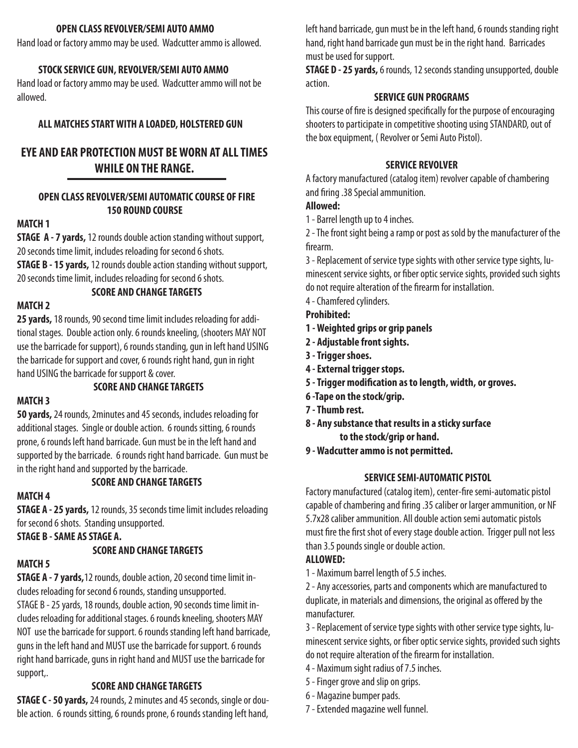### OPEN CLASS REVOLVER/SEMI AUTO AMMO

Hand load or factory ammo may be used. Wadcutter ammo is allowed.

### STOCK SERVICE GUN, REVOLVER/SEMI AUTO AMMO

Hand load or factory ammo may be used. Wadcutter ammo will not be allowed.

### ALL MATCHES START WITH A LOADED, HOLSTERED GUN

## EYE AND EAR PROTECTION MUST BE WORN AT ALL TIMES WHILE ON THE RANGE.

---

### OPEN CLASS REVOLVER/SEMI AUTOMATIC COURSE OF FIRE 150 ROUND COURSE

**MATCH 1**

**STAGE A - 7 yards,** 12 rounds double action standing without support, 20 seconds time limit, includes reloading for second 6 shots.

**STAGE B - 15 yards,** 12 rounds double action standing without support, 20 seconds time limit, includes reloading for second 6 shots.

**SCORE AND CHANGE TARGETS**

**MATCH 2**

**25 yards,** 18 rounds, 90 second time limit includes reloading for additional stages. Double action only. 6 rounds kneeling, (shooters MAY NOT use the barricade for support), 6 rounds standing, gun in left hand USING the barricade for support and cover, 6 rounds right hand, gun in right hand USING the barricade for support & cover.

**SCORE AND CHANGE TARGETS**

**MATCH 3**

**50 yards,** 24 rounds, 2minutes and 45 seconds, includes reloading for additional stages. Single or double action. 6 rounds sitting, 6 rounds prone, 6 rounds left hand barricade. Gun must be in the left hand and supported by the barricade. 6 rounds right hand barricade. Gun must be in the right hand and supported by the barricade.

**SCORE AND CHANGE TARGETS**

**MATCH 4**

**STAGE A - 25 yards,** 12 rounds, 35 seconds time limit includes reloading for second 6 shots. Standing unsupported.

**STAGE B - SAME AS STAGE A.**

**SCORE AND CHANGE TARGETS**

**MATCH 5**

**STAGE A - 7 yards,** 12 rounds, double action, 20 second time limit includes reloading for second 6 rounds, standing unsupported.

STAGE B - 25 yards, 18 rounds, double action, 90 seconds time limit includes reloading for additional stages. 6 rounds kneeling, shooters MAY NOT use the barricade for support. 6 rounds standing left hand barricade, guns in the left hand and MUST use the barricade for support. 6 rounds right hand barricade, guns in right hand and MUST use the barricade for support,.

**SCORE AND CHANGE TARGETS**

**STAGE C - 50 yards,** 24 rounds, 2 minutes and 45 seconds, single or double action. 6 rounds sitting, 6 rounds prone, 6 rounds standing left hand, left hand barricade, gun must be in the left hand, 6 rounds standing right hand, right hand barricade gun must be in the right hand. Barricades must be used for support.

**STAGE D - 25 yards,** 6 rounds, 12 seconds standing unsupported, double action.

### SERVICE GUN PROGRAMS

This course of fire is designed specifically for the purpose of encouraging shooters to participate in competitive shooting using STANDARD, out of the box equipment, ( Revolver or Semi Auto Pistol).

### SERVICE REVOLVER

A factory manufactured (catalog item) revolver capable of chambering and firing .38 Special ammunition.

**Allowed:**

1 - Barrel length up to 4 inches.

2 - The front sight being a ramp or post as sold by the manufacturer of the firearm.

3 - Replacement of service type sights with other service type sights, luminescent service sights, or fiber optic service sights, provided such sights do not require alteration of the firearm for installation.

4 - Chamfered cylinders.

**Prohibited:**

**1 - Weighted grips or grip panels**

**2 - Adjustable front sights.**

**3 - Trigger shoes.**

**4 - External trigger stops.**

**5 - Trigger modification as to length, width, or groves.**

**6 -Tape on the stock/grip.**

**7 - Thumb rest.**

**8 - Any substance that results in a sticky surface to the stock/grip or hand.**

**9 - Wadcutter ammo is not permitted.**

### SERVICE SEMI-AUTOMATIC PISTOL

Factory manufactured (catalog item), center-fire semi-automatic pistol capable of chambering and firing .35 caliber or larger ammunition, or NF 5.7x28 caliber ammunition. All double action semi automatic pistols must fire the first shot of every stage double action. Trigger pull not less than 3.5 pounds single or double action.

**ALLOWED:**

1 - Maximum barrel length of 5.5 inches.

2 - Any accessories, parts and components which are manufactured to duplicate, in materials and dimensions, the original as offered by the manufacturer.

3 - Replacement of service type sights with other service type sights, luminescent service sights, or fiber optic service sights, provided such sights do not require alteration of the firearm for installation.

4 - Maximum sight radius of 7.5 inches.

5 - Finger grove and slip on grips.

6 - Magazine bumper pads.

7 - Extended magazine well funnel.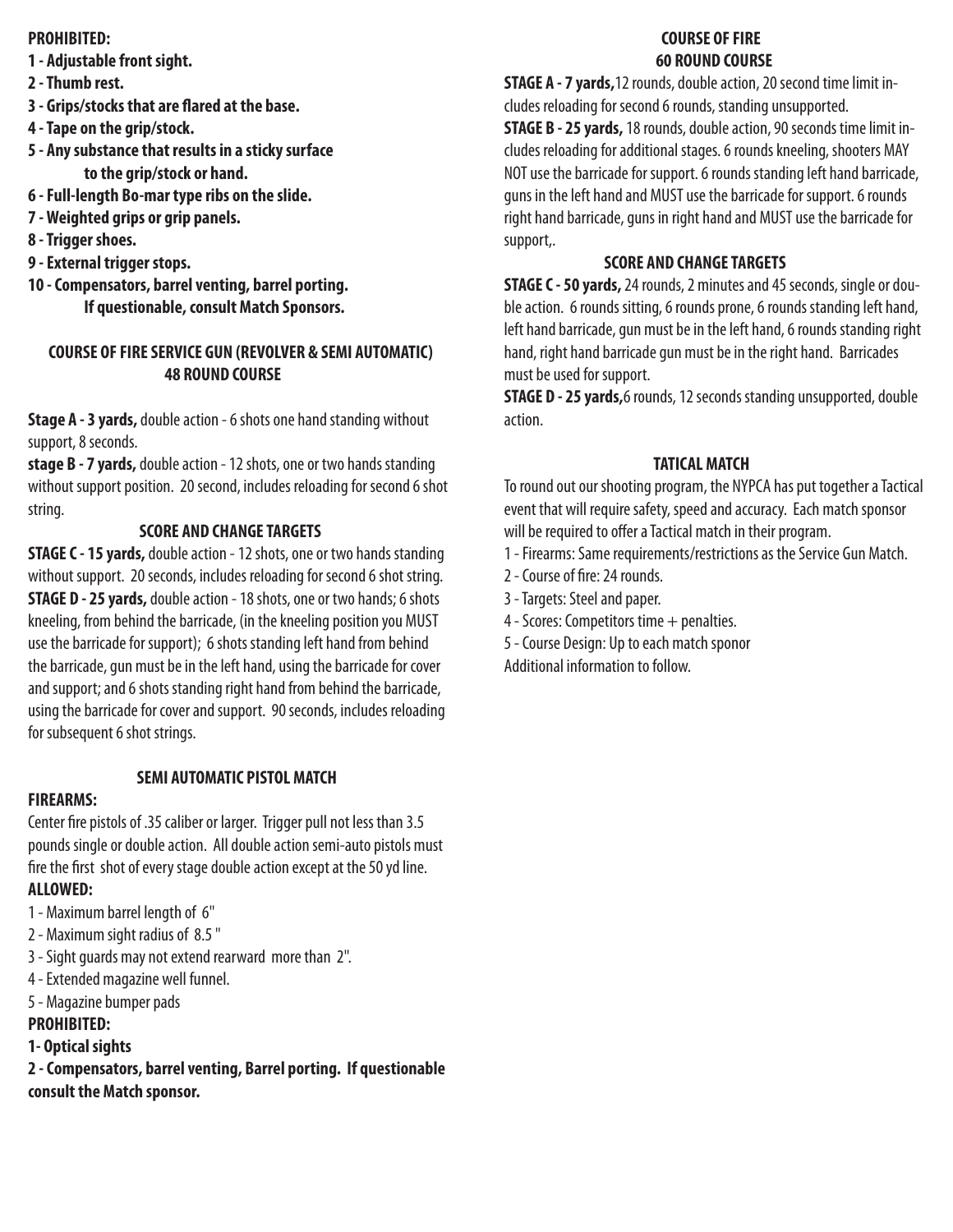**PROHIBITED:**

**1 - Adjustable front sight.**

**2 - Thumb rest.**

**3 - Grips/stocks that are flared at the base.**

**4 - Tape on the grip/stock.**

**5 - Any substance that results in a sticky surface to the grip/stock or hand.**

**6 - Full-length Bo-mar type ribs on the slide.**

**7 - Weighted grips or grip panels.**

**8 - Trigger shoes.**

**9 - External trigger stops.**

**10 - Compensators, barrel venting, barrel porting. If questionable, consult Match Sponsors.**

## COURSE OF FIRE SERVICE GUN (REVOLVER & SEMI AUTOMATIC) 48 ROUND COURSE

**Stage A - 3 yards,** double action - 6 shots one hand standing without support, 8 seconds.

**stage B - 7 yards,** double action - 12 shots, one or two hands standing without support position. 20 second, includes reloading for second 6 shot string.

### SCORE AND CHANGE TARGETS

**STAGE C - 15 yards,** double action - 12 shots, one or two hands standing without support. 20 seconds, includes reloading for second 6 shot string.

**STAGE D - 25 yards,** double action - 18 shots, one or two hands; 6 shots kneeling, from behind the barricade, (in the kneeling position you MUST use the barricade for support); 6 shots standing left hand from behind the barricade, gun must be in the left hand, using the barricade for cover and support; and 6 shots standing right hand from behind the barricade, using the barricade for cover and support. 90 seconds, includes reloading for subsequent 6 shot strings.

## SEMI AUTOMATIC PISTOL MATCH

**FIREARMS:**

Center fire pistols of .35 caliber or larger. Trigger pull not less than 3.5 pounds single or double action. All double action semi-auto pistols must fire the first shot of every stage double action except at the 50 yd line.

**ALLOWED:**

1 - Maximum barrel length of 6"

2 - Maximum sight radius of 8.5 "

3 - Sight guards may not extend rearward more than 2".

4 - Extended magazine well funnel.

5 - Magazine bumper pads

**PROHIBITED:**

**1- Optical sights**

**2 - Compensators, barrel venting, Barrel porting. If questionable consult the Match sponsor.**

## COURSE OF FIRE 60 ROUND COURSE

**STAGE A - 7 yards,** 12 rounds, double action, 20 second time limit includes reloading for second 6 rounds, standing unsupported.

**STAGE B - 25 yards,** 18 rounds, double action, 90 seconds time limit includes reloading for additional stages. 6 rounds kneeling, shooters MAY NOT use the barricade for support. 6 rounds standing left hand barricade, guns in the left hand and MUST use the barricade for support. 6 rounds right hand barricade, guns in right hand and MUST use the barricade for support,.

### SCORE AND CHANGE TARGETS

**STAGE C - 50 yards,** 24 rounds, 2 minutes and 45 seconds, single or double action. 6 rounds sitting, 6 rounds prone, 6 rounds standing left hand, left hand barricade, gun must be in the left hand, 6 rounds standing right hand, right hand barricade gun must be in the right hand. Barricades must be used for support.

**STAGE D - 25 yards,** 6 rounds, 12 seconds standing unsupported, double action.

## TATICAL MATCH

To round out our shooting program, the NYPCA has put together a Tactical event that will require safety, speed and accuracy. Each match sponsor will be required to offer a Tactical match in their program.

1 - Firearms: Same requirements/restrictions as the Service Gun Match.

2 - Course of fire: 24 rounds.

3 - Targets: Steel and paper.

4 - Scores: Competitors time + penalties.

5 - Course Design: Up to each match sponor

Additional information to follow.